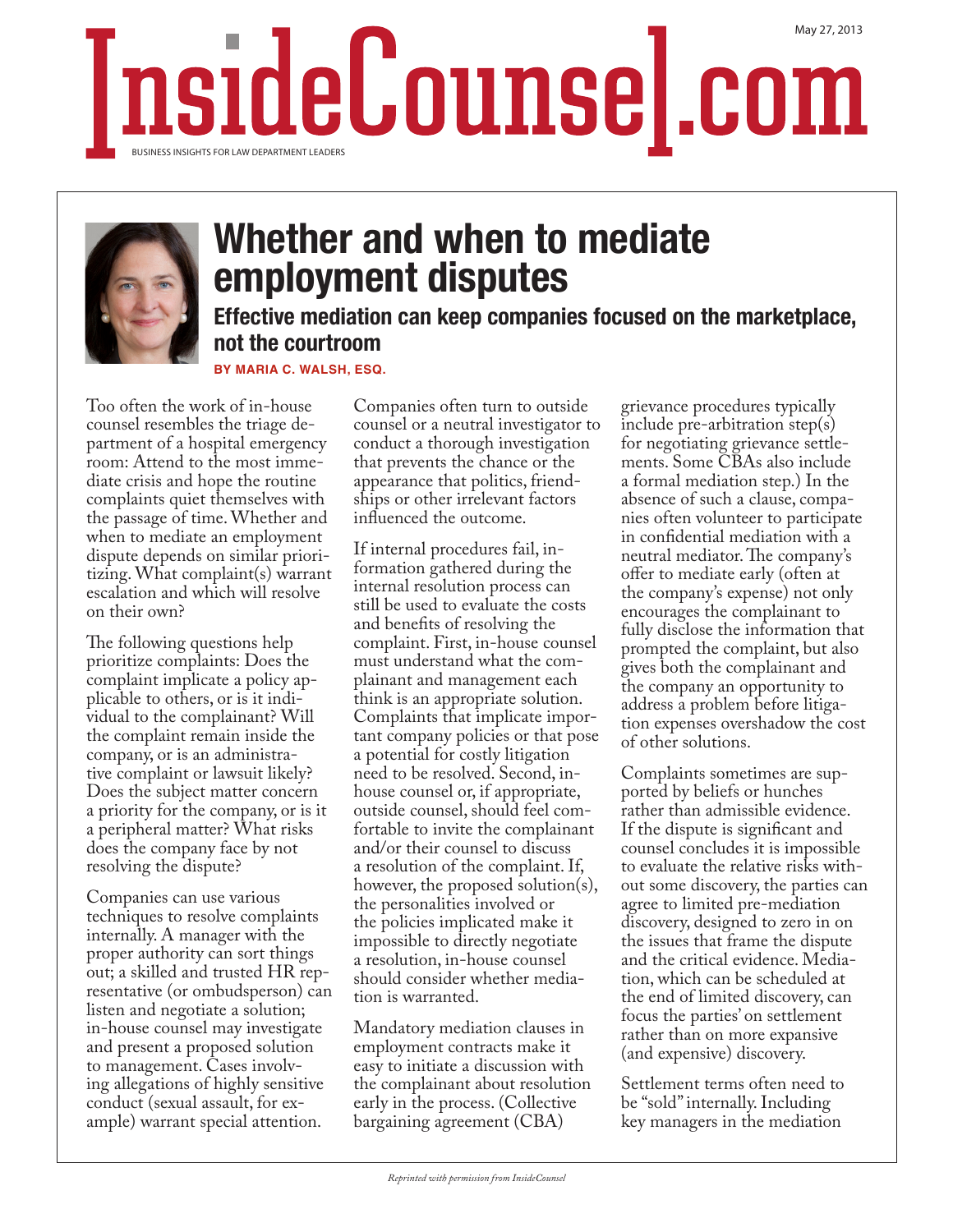# Whether and when to mediate employment disputes

## Effective mediation can keep companies focused on the marketplace, not the courtroom

**BY MARIA C. WALSH, ESQ.**

Too often the work of in-house counsel resembles the triage department of a hospital emergency room: Attend to the most immediate crisis and hope the routine complaints quiet themselves with the passage of time. Whether and when to mediate an employment dispute depends on similar prioritizing. What complaint(s) warrant escalation and which will resolve on their own?

The following questions help prioritize complaints: Does the complaint implicate a policy applicable to others, or is it individual to the complainant? Will the complaint remain inside the company, or is an administrative complaint or lawsuit likely? Does the subject matter concern a priority for the company, or is it a peripheral matter? What risks does the company face by not resolving the dispute?

Companies can use various techniques to resolve complaints internally. A manager with the proper authority can sort things out; a skilled and trusted HR representative (or ombudsperson) can listen and negotiate a solution; in-house counsel may investigate and present a proposed solution to management. Cases involving allegations of highly sensitive conduct (sexual assault, for example) warrant special attention. Companies often turn to outside counsel or a neutral investigator to conduct a thorough investigation that prevents the chance or the appearance that politics, friendships or other irrelevant factors influenced the outcome.

If internal procedures fail, information gathered during the internal resolution process can still be used to evaluate the costs and benefits of resolving the complaint. First, in-house counsel must understand what the complainant and management each think is an appropriate solution. Complaints that implicate important company policies or that pose a potential for costly litigation need to be resolved. Second, in-house counsel or, if appropriate, outside counsel, should feel comfortable to invite the complainant and/or their counsel to discuss a resolution of the complaint. If, however, the proposed solution(s), the personalities involved or the policies implicated make it impossible to directly negotiate a resolution, in-house counsel should consider whether mediation is warranted.

Mandatory mediation clauses in employment contracts make it easy to initiate a discussion with the complainant about resolution early in the process. (Collective bargaining agreement (CBA) grievance procedures typically include pre-arbitration step(s) for negotiating grievance settlements. Some CBAs also include a formal mediation step.) In the absence of such a clause, companies often volunteer to participate in confidential mediation with a neutral mediator. The company's offer to mediate early (often at the company's expense) not only encourages the complainant to fully disclose the information that prompted the complaint, but also gives both the complainant and the company an opportunity to address a problem before litigation expenses overshadow the cost of other solutions.

Complaints sometimes are supported by beliefs or hunches rather than admissible evidence. If the dispute is significant and counsel concludes it is impossible to evaluate the relative risks without some discovery, the parties can agree to limited pre-mediation discovery, designed to zero in on the issues that frame the dispute and the critical evidence. Mediation, which can be scheduled at the end of limited discovery, can focus the parties' on settlement rather than on more expansive (and expensive) discovery.

Settlement terms often need to be "sold" internally. Including key managers in the mediation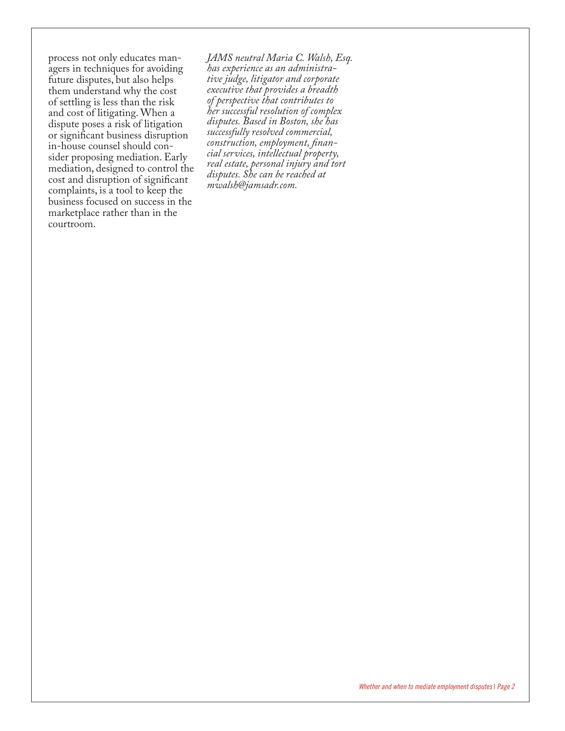process not only educates managers in techniques for avoiding future disputes, but also helps them understand why the cost of settling is less than the risk and cost of litigating. When a dispute poses a risk of litigation or significant business disruption in-house counsel should consider proposing mediation. Early mediation, designed to control the cost and disruption of significant complaints, is a tool to keep the business focused on success in the marketplace rather than in the courtroom.

*JAMS neutral Maria C. Walsh, Esq. has experience as an administrative judge, litigator and corporate executive that provides a breadth of perspective that contributes to her successful resolution of complex disputes. Based in Boston, she has successfully resolved commercial, construction, employment, financial services, intellectual property, real estate, personal injury and tort disputes. She can be reached at mwalsh@jamsadr.com.*